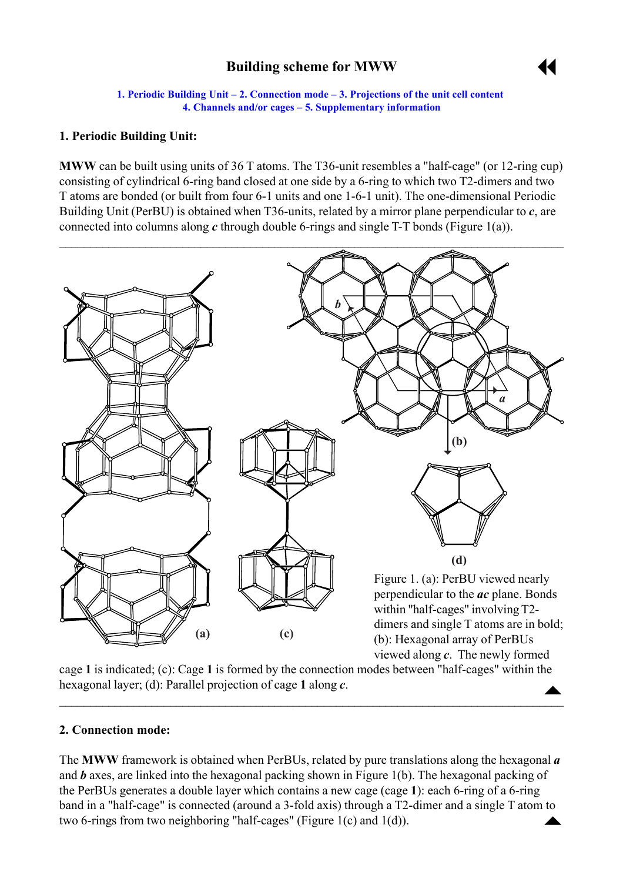# Building scheme for MWW

1. Periodic Building Unit – 2. Connection mode – 3. Projections of the unit cell content
4. Channels and/or cages – 5. Supplementary information

## 1. Periodic Building Unit:

**MWW** can be built using units of 36 T atoms. The T36-unit resembles a "half-cage" (or 12-ring cup) consisting of cylindrical 6-ring band closed at one side by a 6-ring to which two T2-dimers and two T atoms are bonded (or built from four 6-1 units and one 1-6-1 unit). The one-dimensional Periodic Building Unit (PerBU) is obtained when T36-units, related by a mirror plane perpendicular to ***c***, are connected into columns along ***c*** through double 6-rings and single T-T bonds (Figure 1(a)).

Figure 1. (a): PerBU viewed nearly perpendicular to the ***ac*** plane. Bonds within "half-cages" involving T2-dimers and single T atoms are in bold; (b): Hexagonal array of PerBUs viewed along ***c***. The newly formed cage **1** is indicated; (c): Cage **1** is formed by the connection modes between "half-cages" within the hexagonal layer; (d): Parallel projection of cage **1** along ***c***.

## 2. Connection mode:

The **MWW** framework is obtained when PerBUs, related by pure translations along the hexagonal ***a*** and ***b*** axes, are linked into the hexagonal packing shown in Figure 1(b). The hexagonal packing of the PerBUs generates a double layer which contains a new cage (cage **1**): each 6-ring of a 6-ring band in a "half-cage" is connected (around a 3-fold axis) through a T2-dimer and a single T atom to two 6-rings from two neighboring "half-cages" (Figure 1(c) and 1(d)).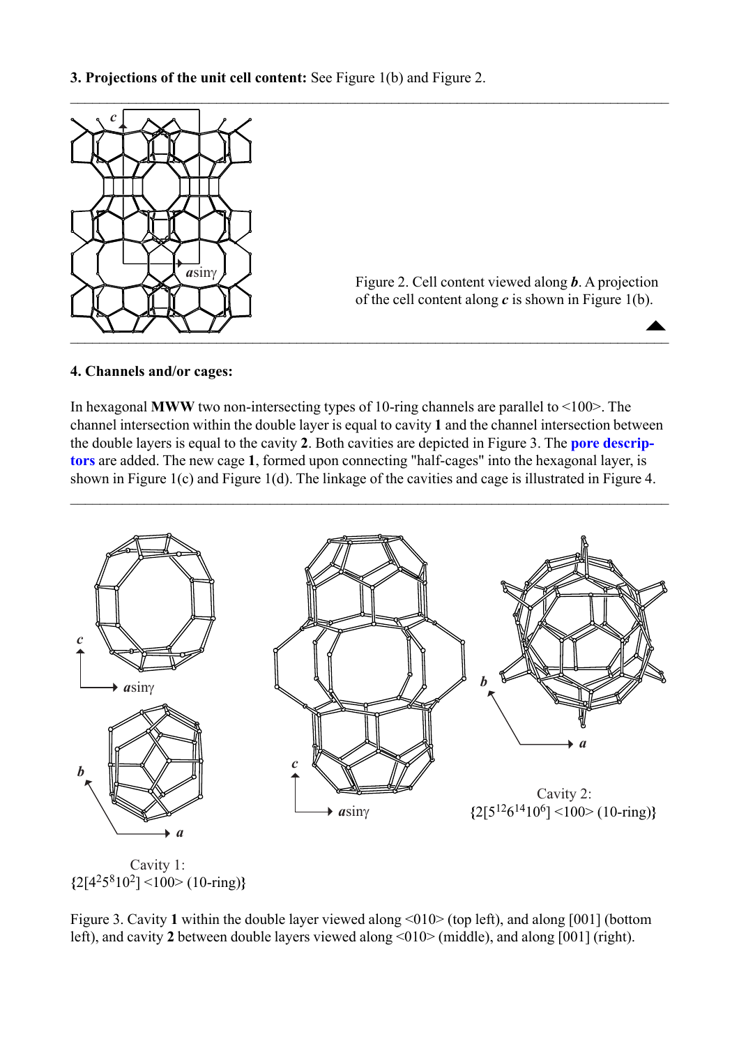**3. Projections of the unit cell content:** See Figure 1(b) and Figure 2.

Figure 2. Cell content viewed along ***b***. A projection of the cell content along ***c*** is shown in Figure 1(b).

**4. Channels and/or cages:**

In hexagonal **MWW** two non-intersecting types of 10-ring channels are parallel to <100>. The channel intersection within the double layer is equal to cavity **1** and the channel intersection between the double layers is equal to the cavity **2**. Both cavities are depicted in Figure 3. The **pore descriptors** are added. The new cage **1**, formed upon connecting "half-cages" into the hexagonal layer, is shown in Figure 1(c) and Figure 1(d). The linkage of the cavities and cage is illustrated in Figure 4.

Cavity 1:
$\{2[4^25^810^2]$ <100> (10-ring)$\}$

Cavity 2:
$\{2[5^{12}6^{14}10^6]$ <100> (10-ring)$\}$

Figure 3. Cavity **1** within the double layer viewed along <010> (top left), and along [001] (bottom left), and cavity **2** between double layers viewed along <010> (middle), and along [001] (right).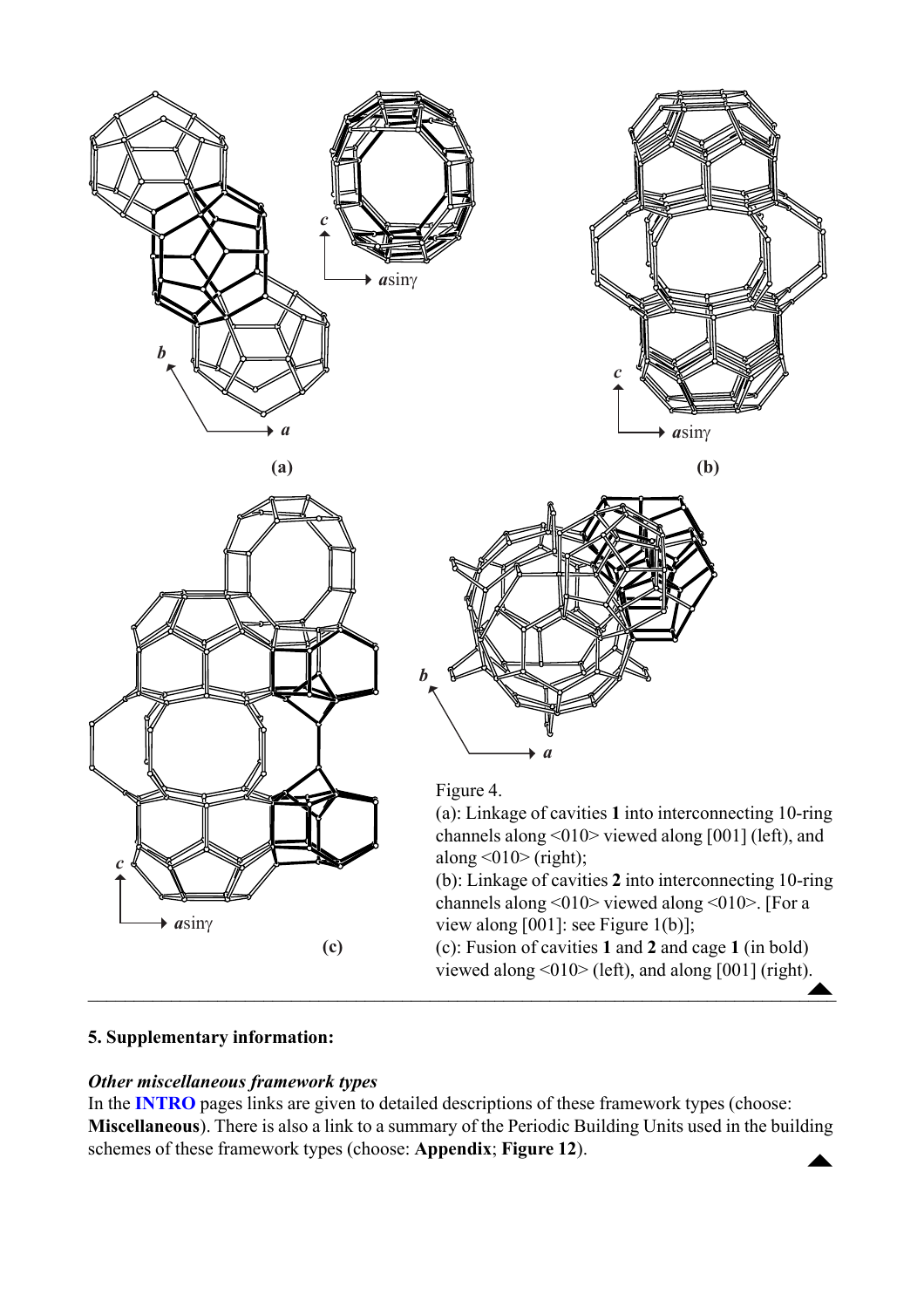b

a

c

*a*sinγ

(a)

c

*a*sinγ

(b)

c

*a*sinγ

(c)

b

a

Figure 4.
(a): Linkage of cavities **1** into interconnecting 10-ring channels along <010> viewed along [001] (left), and along <010> (right);
(b): Linkage of cavities **2** into interconnecting 10-ring channels along <010> viewed along <010>. [For a view along [001]: see Figure 1(b)];
(c): Fusion of cavities **1** and **2** and cage **1** (in bold) viewed along <010> (left), and along [001] (right).

---

### 5. Supplementary information:

***Other miscellaneous framework types***

In the **INTRO** pages links are given to detailed descriptions of these framework types (choose: **Miscellaneous**). There is also a link to a summary of the Periodic Building Units used in the building schemes of these framework types (choose: **Appendix**; **Figure 12**).